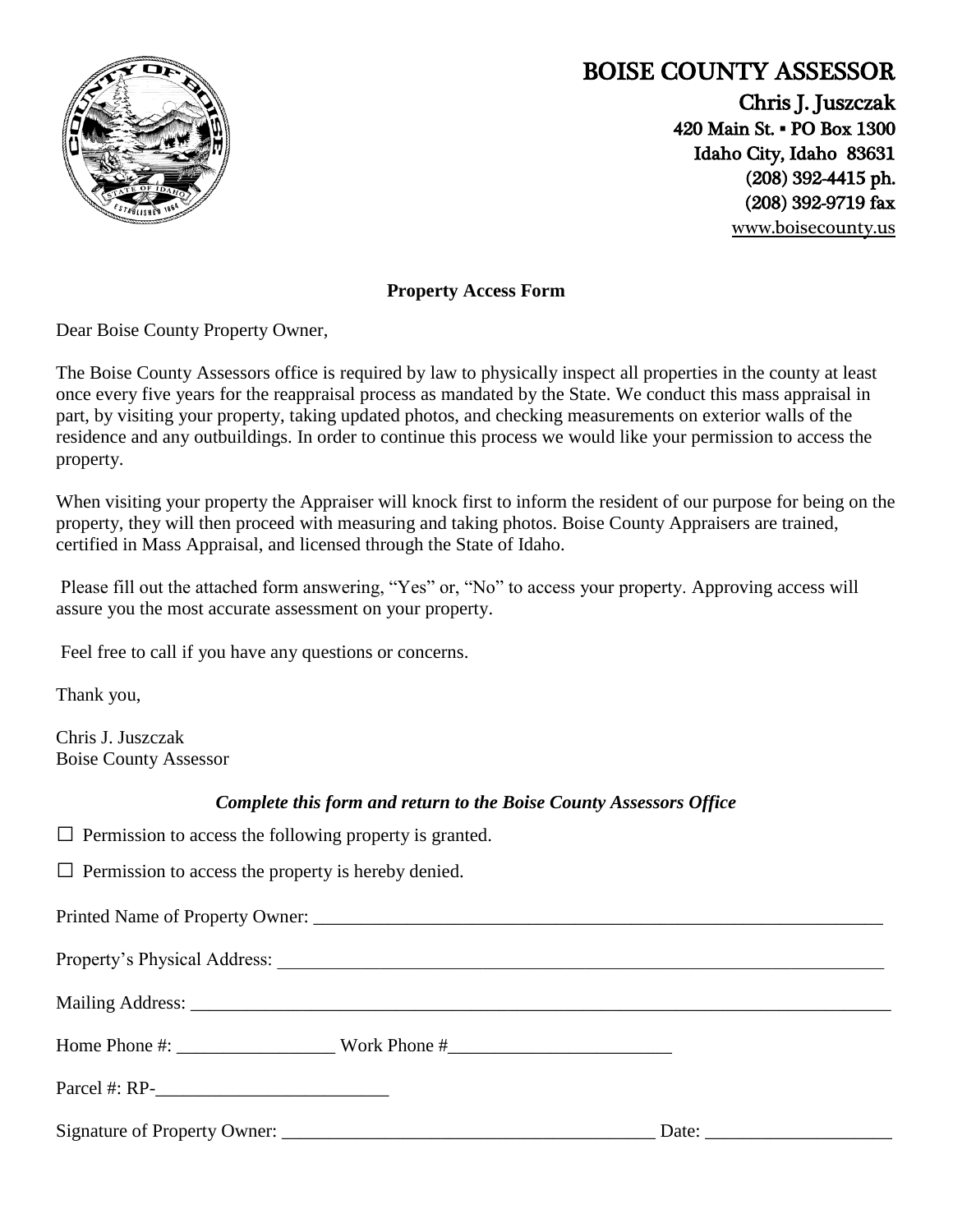# BOISE COUNTY ASSESSOR

**Chris J. Juszczak**
420 Main St. ▪ PO Box 1300
Idaho City, Idaho 83631
(208) 392-4415 ph.
(208) 392-9719 fax
www.boisecounty.us

**Property Access Form**

Dear Boise County Property Owner,

The Boise County Assessors office is required by law to physically inspect all properties in the county at least once every five years for the reappraisal process as mandated by the State. We conduct this mass appraisal in part, by visiting your property, taking updated photos, and checking measurements on exterior walls of the residence and any outbuildings. In order to continue this process we would like your permission to access the property.

When visiting your property the Appraiser will knock first to inform the resident of our purpose for being on the property, they will then proceed with measuring and taking photos. Boise County Appraisers are trained, certified in Mass Appraisal, and licensed through the State of Idaho.

Please fill out the attached form answering, "Yes" or, "No" to access your property. Approving access will assure you the most accurate assessment on your property.

Feel free to call if you have any questions or concerns.

Thank you,

Chris J. Juszczak
Boise County Assessor

***Complete this form and return to the Boise County Assessors Office***

☐ Permission to access the following property is granted.

☐ Permission to access the property is hereby denied.

Printed Name of Property Owner: ______________________________________________________________

Property's Physical Address: ________________________________________________________________

Mailing Address: _______________________________________________________________________

Home Phone #: _________________ Work Phone #________________________

Parcel #: RP-_________________________

Signature of Property Owner: ________________________________________ Date: ____________________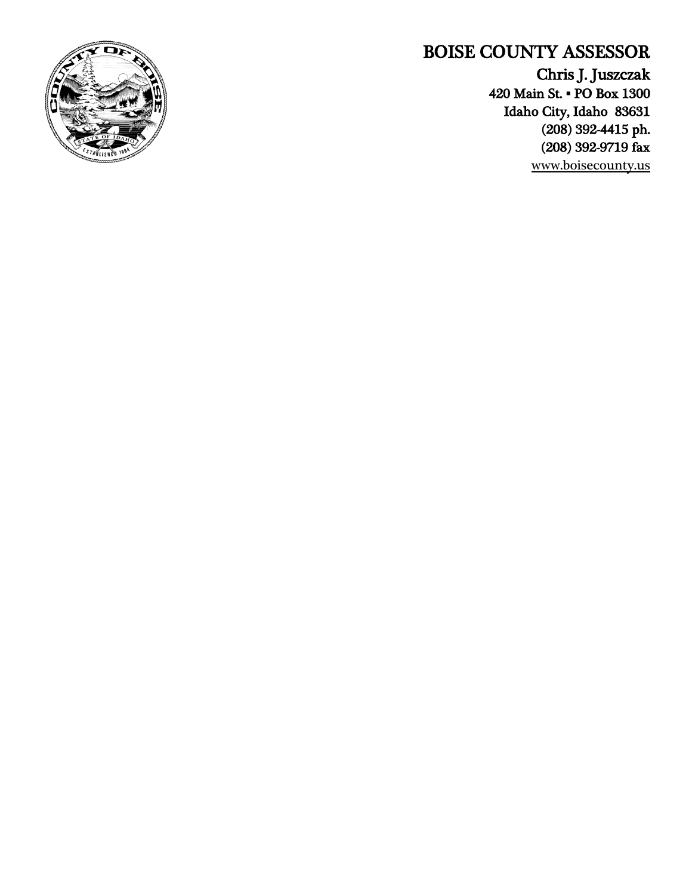# BOISE COUNTY ASSESSOR

Chris J. Juszczak
420 Main St. ▪ PO Box 1300
Idaho City, Idaho 83631
(208) 392-4415 ph.
(208) 392-9719 fax
www.boisecounty.us